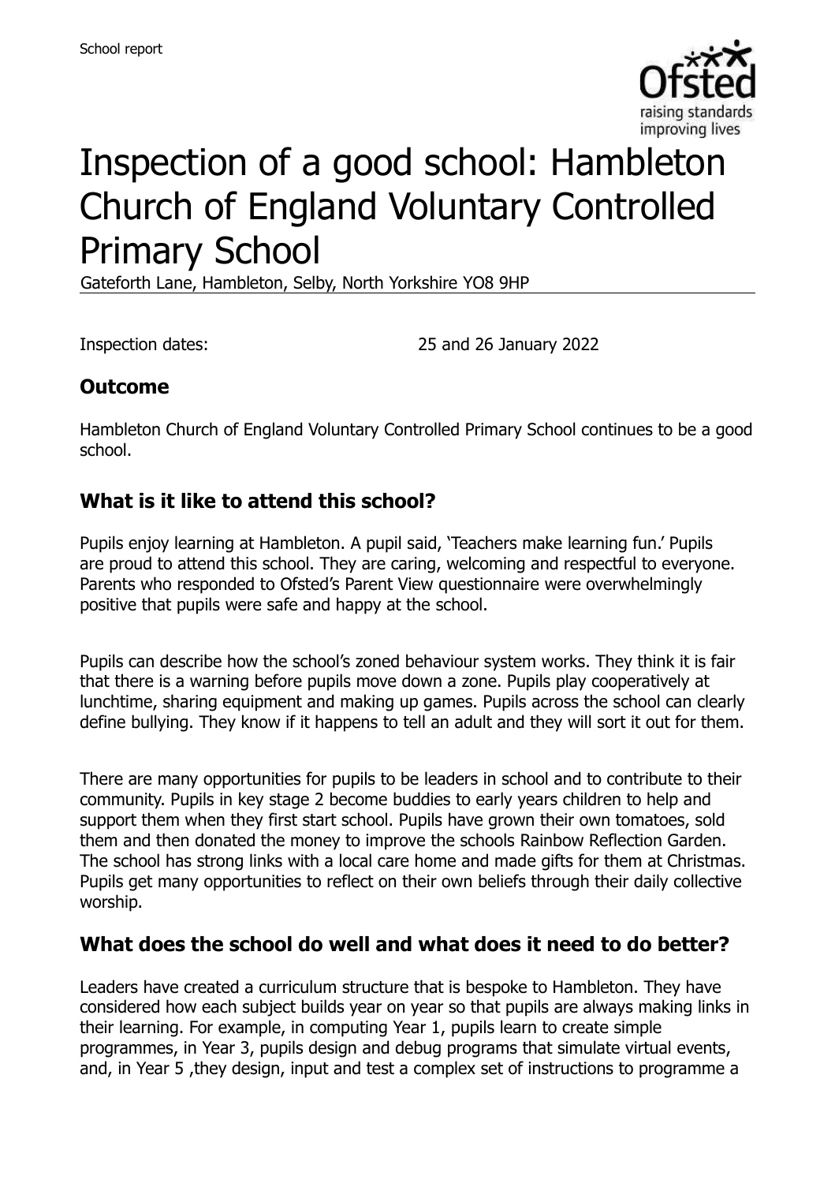School report

# Inspection of a good school: Hambleton Church of England Voluntary Controlled Primary School

Gateforth Lane, Hambleton, Selby, North Yorkshire YO8 9HP

Inspection dates: 25 and 26 January 2022

## Outcome

Hambleton Church of England Voluntary Controlled Primary School continues to be a good school.

## What is it like to attend this school?

Pupils enjoy learning at Hambleton. A pupil said, 'Teachers make learning fun.' Pupils are proud to attend this school. They are caring, welcoming and respectful to everyone. Parents who responded to Ofsted's Parent View questionnaire were overwhelmingly positive that pupils were safe and happy at the school.

Pupils can describe how the school's zoned behaviour system works. They think it is fair that there is a warning before pupils move down a zone. Pupils play cooperatively at lunchtime, sharing equipment and making up games. Pupils across the school can clearly define bullying. They know if it happens to tell an adult and they will sort it out for them.

There are many opportunities for pupils to be leaders in school and to contribute to their community. Pupils in key stage 2 become buddies to early years children to help and support them when they first start school. Pupils have grown their own tomatoes, sold them and then donated the money to improve the schools Rainbow Reflection Garden. The school has strong links with a local care home and made gifts for them at Christmas. Pupils get many opportunities to reflect on their own beliefs through their daily collective worship.

## What does the school do well and what does it need to do better?

Leaders have created a curriculum structure that is bespoke to Hambleton. They have considered how each subject builds year on year so that pupils are always making links in their learning. For example, in computing Year 1, pupils learn to create simple programmes, in Year 3, pupils design and debug programs that simulate virtual events, and, in Year 5 ,they design, input and test a complex set of instructions to programme a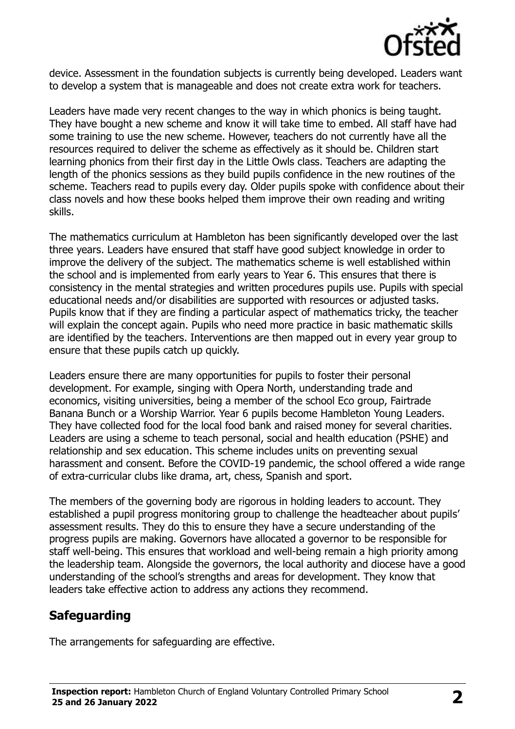device. Assessment in the foundation subjects is currently being developed. Leaders want to develop a system that is manageable and does not create extra work for teachers.

Leaders have made very recent changes to the way in which phonics is being taught. They have bought a new scheme and know it will take time to embed. All staff have had some training to use the new scheme. However, teachers do not currently have all the resources required to deliver the scheme as effectively as it should be. Children start learning phonics from their first day in the Little Owls class. Teachers are adapting the length of the phonics sessions as they build pupils confidence in the new routines of the scheme. Teachers read to pupils every day. Older pupils spoke with confidence about their class novels and how these books helped them improve their own reading and writing skills.

The mathematics curriculum at Hambleton has been significantly developed over the last three years. Leaders have ensured that staff have good subject knowledge in order to improve the delivery of the subject. The mathematics scheme is well established within the school and is implemented from early years to Year 6. This ensures that there is consistency in the mental strategies and written procedures pupils use. Pupils with special educational needs and/or disabilities are supported with resources or adjusted tasks. Pupils know that if they are finding a particular aspect of mathematics tricky, the teacher will explain the concept again. Pupils who need more practice in basic mathematic skills are identified by the teachers. Interventions are then mapped out in every year group to ensure that these pupils catch up quickly.

Leaders ensure there are many opportunities for pupils to foster their personal development. For example, singing with Opera North, understanding trade and economics, visiting universities, being a member of the school Eco group, Fairtrade Banana Bunch or a Worship Warrior. Year 6 pupils become Hambleton Young Leaders. They have collected food for the local food bank and raised money for several charities. Leaders are using a scheme to teach personal, social and health education (PSHE) and relationship and sex education. This scheme includes units on preventing sexual harassment and consent. Before the COVID-19 pandemic, the school offered a wide range of extra-curricular clubs like drama, art, chess, Spanish and sport.

The members of the governing body are rigorous in holding leaders to account. They established a pupil progress monitoring group to challenge the headteacher about pupils' assessment results. They do this to ensure they have a secure understanding of the progress pupils are making. Governors have allocated a governor to be responsible for staff well-being. This ensures that workload and well-being remain a high priority among the leadership team. Alongside the governors, the local authority and diocese have a good understanding of the school's strengths and areas for development. They know that leaders take effective action to address any actions they recommend.

## Safeguarding

The arrangements for safeguarding are effective.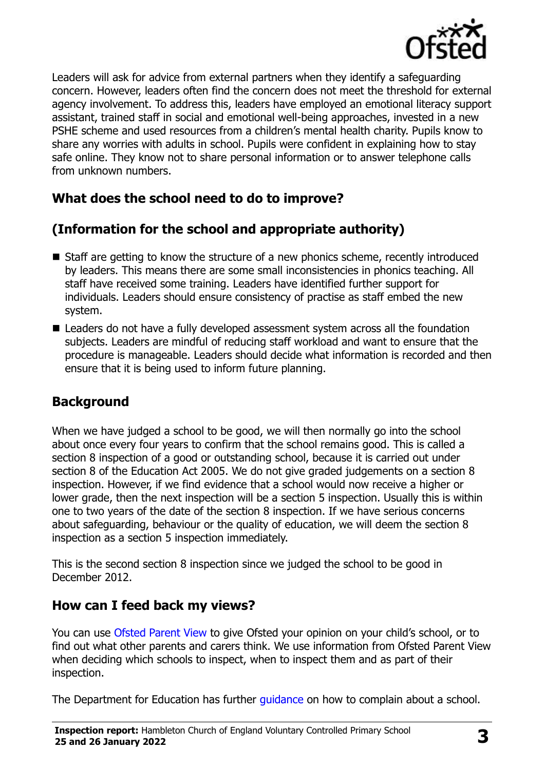Leaders will ask for advice from external partners when they identify a safeguarding concern. However, leaders often find the concern does not meet the threshold for external agency involvement. To address this, leaders have employed an emotional literacy support assistant, trained staff in social and emotional well-being approaches, invested in a new PSHE scheme and used resources from a children's mental health charity. Pupils know to share any worries with adults in school. Pupils were confident in explaining how to stay safe online. They know not to share personal information or to answer telephone calls from unknown numbers.

## What does the school need to do to improve?

## (Information for the school and appropriate authority)

- Staff are getting to know the structure of a new phonics scheme, recently introduced by leaders. This means there are some small inconsistencies in phonics teaching. All staff have received some training. Leaders have identified further support for individuals. Leaders should ensure consistency of practise as staff embed the new system.
- Leaders do not have a fully developed assessment system across all the foundation subjects. Leaders are mindful of reducing staff workload and want to ensure that the procedure is manageable. Leaders should decide what information is recorded and then ensure that it is being used to inform future planning.

## Background

When we have judged a school to be good, we will then normally go into the school about once every four years to confirm that the school remains good. This is called a section 8 inspection of a good or outstanding school, because it is carried out under section 8 of the Education Act 2005. We do not give graded judgements on a section 8 inspection. However, if we find evidence that a school would now receive a higher or lower grade, then the next inspection will be a section 5 inspection. Usually this is within one to two years of the date of the section 8 inspection. If we have serious concerns about safeguarding, behaviour or the quality of education, we will deem the section 8 inspection as a section 5 inspection immediately.

This is the second section 8 inspection since we judged the school to be good in December 2012.

## How can I feed back my views?

You can use Ofsted Parent View to give Ofsted your opinion on your child's school, or to find out what other parents and carers think. We use information from Ofsted Parent View when deciding which schools to inspect, when to inspect them and as part of their inspection.

The Department for Education has further guidance on how to complain about a school.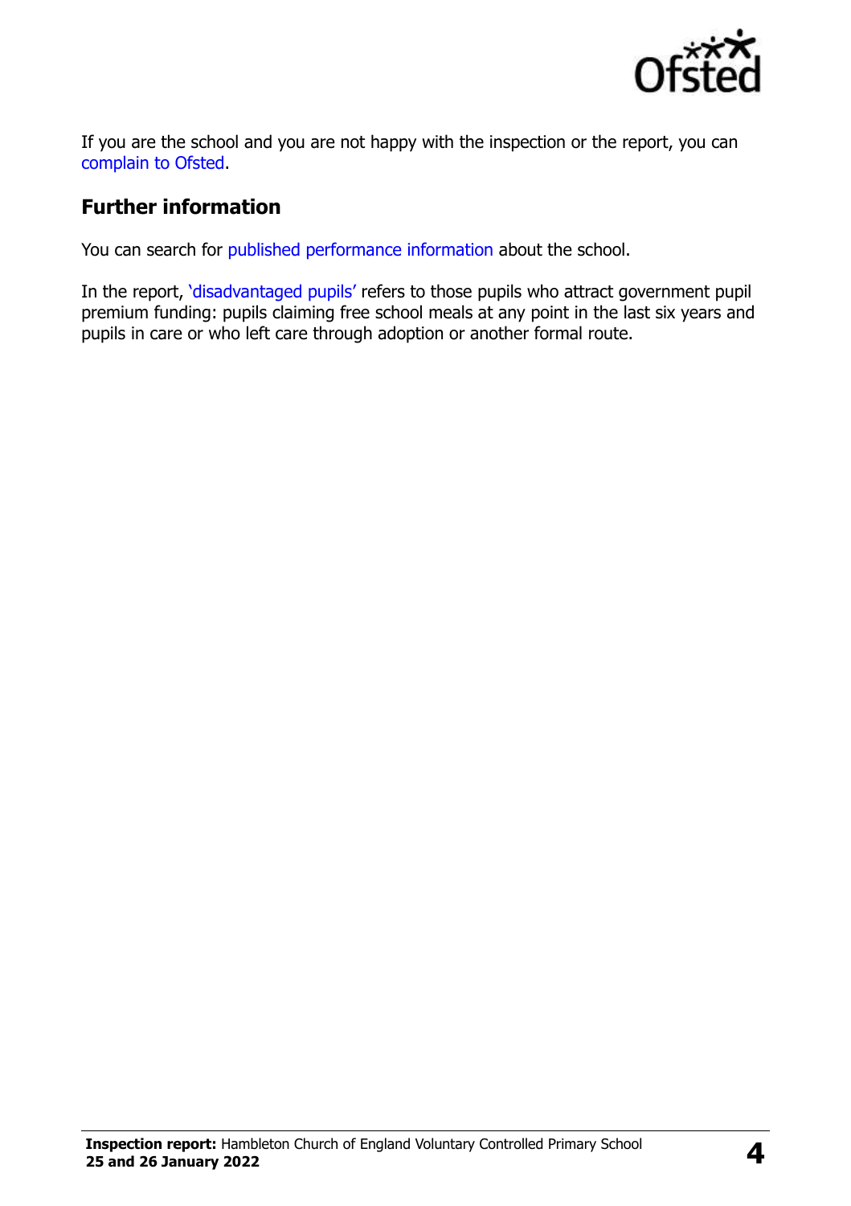If you are the school and you are not happy with the inspection or the report, you can complain to Ofsted.

## Further information

You can search for published performance information about the school.

In the report, 'disadvantaged pupils' refers to those pupils who attract government pupil premium funding: pupils claiming free school meals at any point in the last six years and pupils in care or who left care through adoption or another formal route.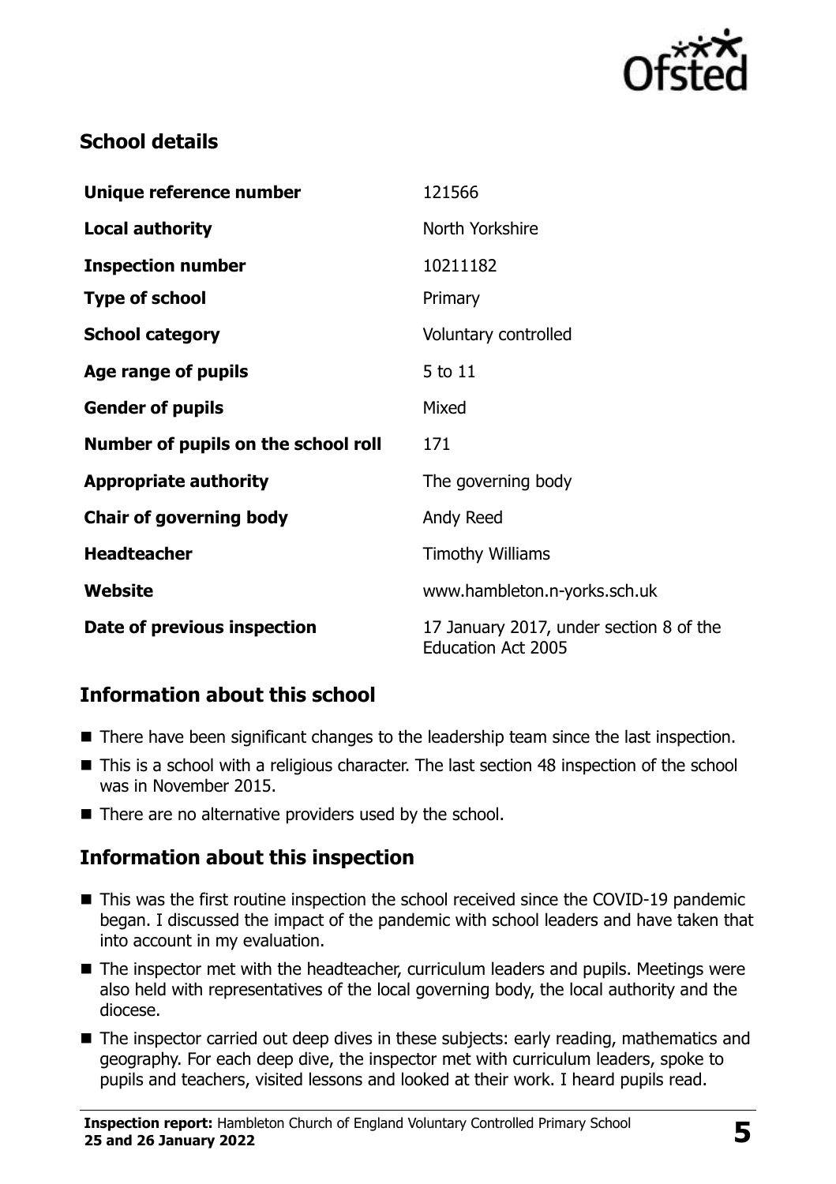## School details

| | |
|---|---|
| **Unique reference number** | 121566 |
| **Local authority** | North Yorkshire |
| **Inspection number** | 10211182 |
| **Type of school** | Primary |
| **School category** | Voluntary controlled |
| **Age range of pupils** | 5 to 11 |
| **Gender of pupils** | Mixed |
| **Number of pupils on the school roll** | 171 |
| **Appropriate authority** | The governing body |
| **Chair of governing body** | Andy Reed |
| **Headteacher** | Timothy Williams |
| **Website** | www.hambleton.n-yorks.sch.uk |
| **Date of previous inspection** | 17 January 2017, under section 8 of the Education Act 2005 |

## Information about this school

- There have been significant changes to the leadership team since the last inspection.
- This is a school with a religious character. The last section 48 inspection of the school was in November 2015.
- There are no alternative providers used by the school.

## Information about this inspection

- This was the first routine inspection the school received since the COVID-19 pandemic began. I discussed the impact of the pandemic with school leaders and have taken that into account in my evaluation.
- The inspector met with the headteacher, curriculum leaders and pupils. Meetings were also held with representatives of the local governing body, the local authority and the diocese.
- The inspector carried out deep dives in these subjects: early reading, mathematics and geography. For each deep dive, the inspector met with curriculum leaders, spoke to pupils and teachers, visited lessons and looked at their work. I heard pupils read.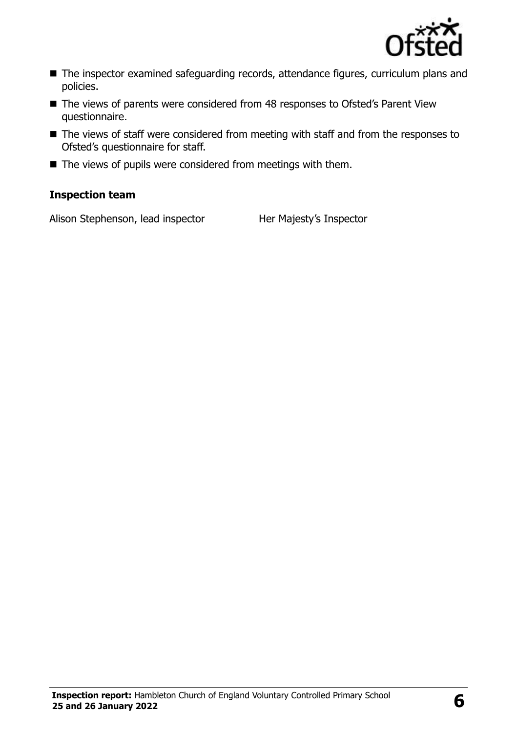- The inspector examined safeguarding records, attendance figures, curriculum plans and policies.
- The views of parents were considered from 48 responses to Ofsted's Parent View questionnaire.
- The views of staff were considered from meeting with staff and from the responses to Ofsted's questionnaire for staff.
- The views of pupils were considered from meetings with them.

### Inspection team

| | |
|---|---|
| Alison Stephenson, lead inspector | Her Majesty's Inspector |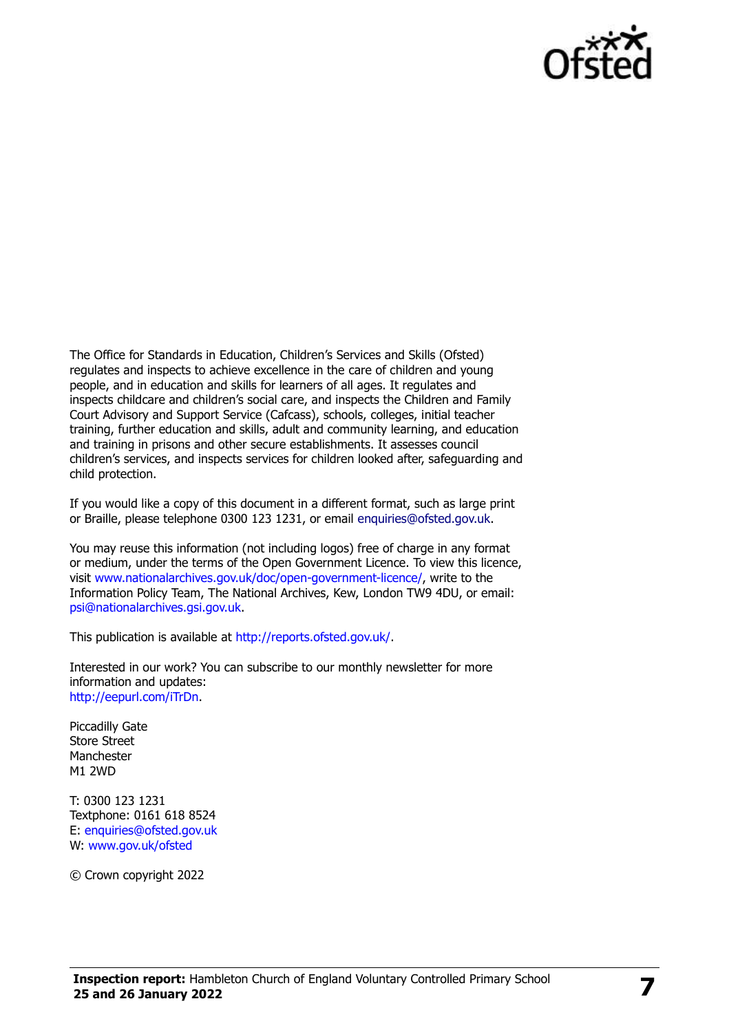The Office for Standards in Education, Children's Services and Skills (Ofsted) regulates and inspects to achieve excellence in the care of children and young people, and in education and skills for learners of all ages. It regulates and inspects childcare and children's social care, and inspects the Children and Family Court Advisory and Support Service (Cafcass), schools, colleges, initial teacher training, further education and skills, adult and community learning, and education and training in prisons and other secure establishments. It assesses council children's services, and inspects services for children looked after, safeguarding and child protection.

If you would like a copy of this document in a different format, such as large print or Braille, please telephone 0300 123 1231, or email enquiries@ofsted.gov.uk.

You may reuse this information (not including logos) free of charge in any format or medium, under the terms of the Open Government Licence. To view this licence, visit www.nationalarchives.gov.uk/doc/open-government-licence/, write to the Information Policy Team, The National Archives, Kew, London TW9 4DU, or email: psi@nationalarchives.gsi.gov.uk.

This publication is available at http://reports.ofsted.gov.uk/.

Interested in our work? You can subscribe to our monthly newsletter for more information and updates:
http://eepurl.com/iTrDn.

Piccadilly Gate
Store Street
Manchester
M1 2WD

T: 0300 123 1231
Textphone: 0161 618 8524
E: enquiries@ofsted.gov.uk
W: www.gov.uk/ofsted

© Crown copyright 2022